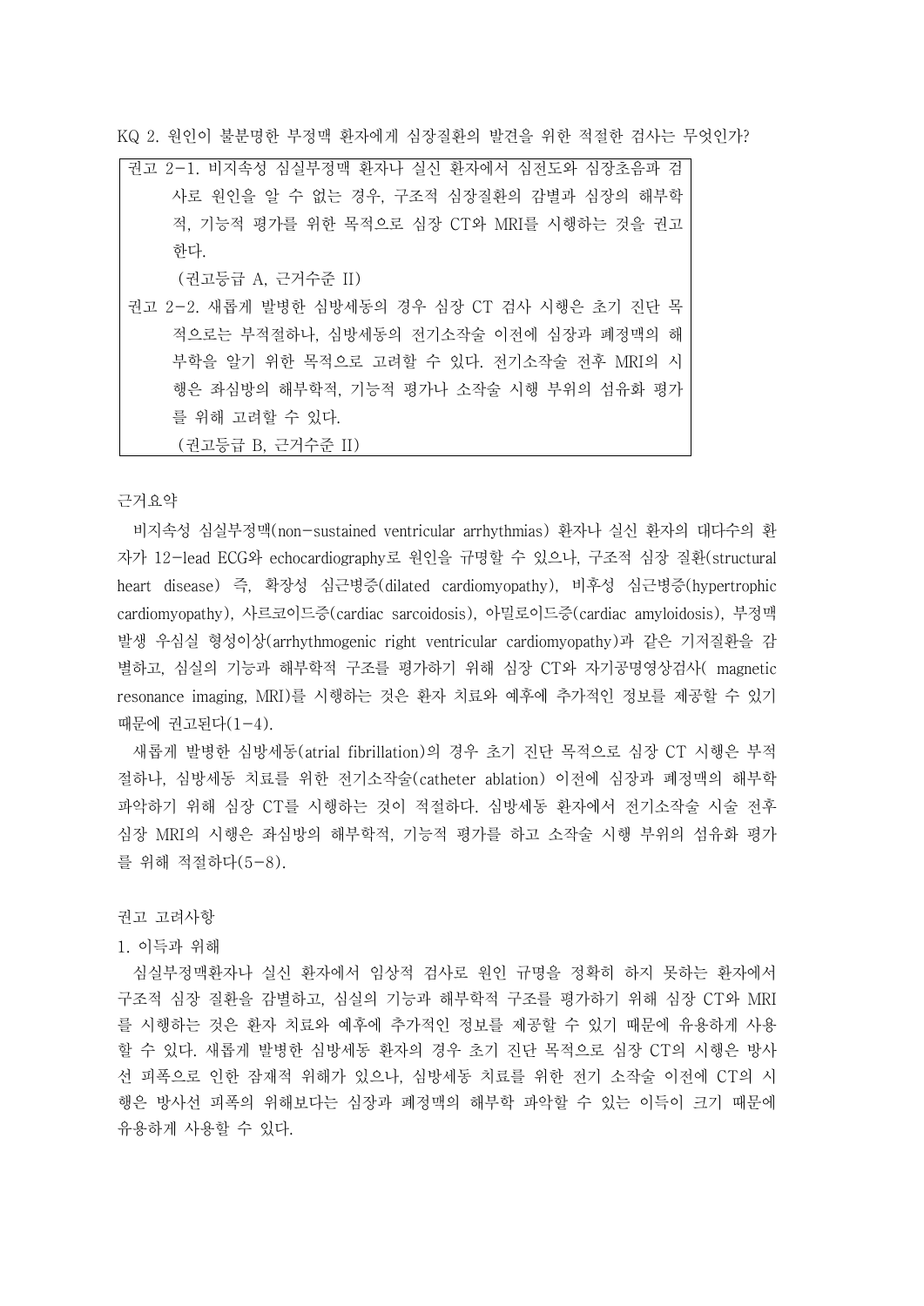KQ 2. 원인이 불분명한 부정맥 환자에게 심장질환의 발견을 위한 적절한 검사는 무엇인가?

> 권고 2-1. 비지속성 심실부정맥 환자나 실신 환자에서 심전도와 심장초음파 검사로 원인을 알 수 없는 경우, 구조적 심장질환의 감별과 심장의 해부학적, 기능적 평가를 위한 목적으로 심장 CT와 MRI를 시행하는 것을 권고한다.
>
> (권고등급 A, 근거수준 II)
>
> 권고 2-2. 새롭게 발병한 심방세동의 경우 심장 CT 검사 시행은 초기 진단 목적으로는 부적절하나, 심방세동의 전기소작술 이전에 심장과 폐정맥의 해부학을 알기 위한 목적으로 고려할 수 있다. 전기소작술 전후 MRI의 시행은 좌심방의 해부학적, 기능적 평가나 소작술 시행 부위의 섬유화 평가를 위해 고려할 수 있다.
>
> (권고등급 B, 근거수준 II)

근거요약

비지속성 심실부정맥(non-sustained ventricular arrhythmias) 환자나 실신 환자의 대다수의 환자가 12-lead ECG와 echocardiography로 원인을 규명할 수 있으나, 구조적 심장 질환(structural heart disease) 즉, 확장성 심근병증(dilated cardiomyopathy), 비후성 심근병증(hypertrophic cardiomyopathy), 사르코이드증(cardiac sarcoidosis), 아밀로이드증(cardiac amyloidosis), 부정맥 발생 우심실 형성이상(arrhythmogenic right ventricular cardiomyopathy)과 같은 기저질환을 감별하고, 심실의 기능과 해부학적 구조를 평가하기 위해 심장 CT와 자기공명영상검사( magnetic resonance imaging, MRI)를 시행하는 것은 환자 치료와 예후에 추가적인 정보를 제공할 수 있기 때문에 권고된다(1-4).

새롭게 발병한 심방세동(atrial fibrillation)의 경우 초기 진단 목적으로 심장 CT 시행은 부적절하나, 심방세동 치료를 위한 전기소작술(catheter ablation) 이전에 심장과 폐정맥의 해부학 파악하기 위해 심장 CT를 시행하는 것이 적절하다. 심방세동 환자에서 전기소작술 시술 전후 심장 MRI의 시행은 좌심방의 해부학적, 기능적 평가를 하고 소작술 시행 부위의 섬유화 평가를 위해 적절하다(5-8).

권고 고려사항

1. 이득과 위해

심실부정맥환자나 실신 환자에서 임상적 검사로 원인 규명을 정확히 하지 못하는 환자에서 구조적 심장 질환을 감별하고, 심실의 기능과 해부학적 구조를 평가하기 위해 심장 CT와 MRI를 시행하는 것은 환자 치료와 예후에 추가적인 정보를 제공할 수 있기 때문에 유용하게 사용할 수 있다. 새롭게 발병한 심방세동 환자의 경우 초기 진단 목적으로 심장 CT의 시행은 방사선 피폭으로 인한 잠재적 위해가 있으나, 심방세동 치료를 위한 전기 소작술 이전에 CT의 시행은 방사선 피폭의 위해보다는 심장과 폐정맥의 해부학 파악할 수 있는 이득이 크기 때문에 유용하게 사용할 수 있다.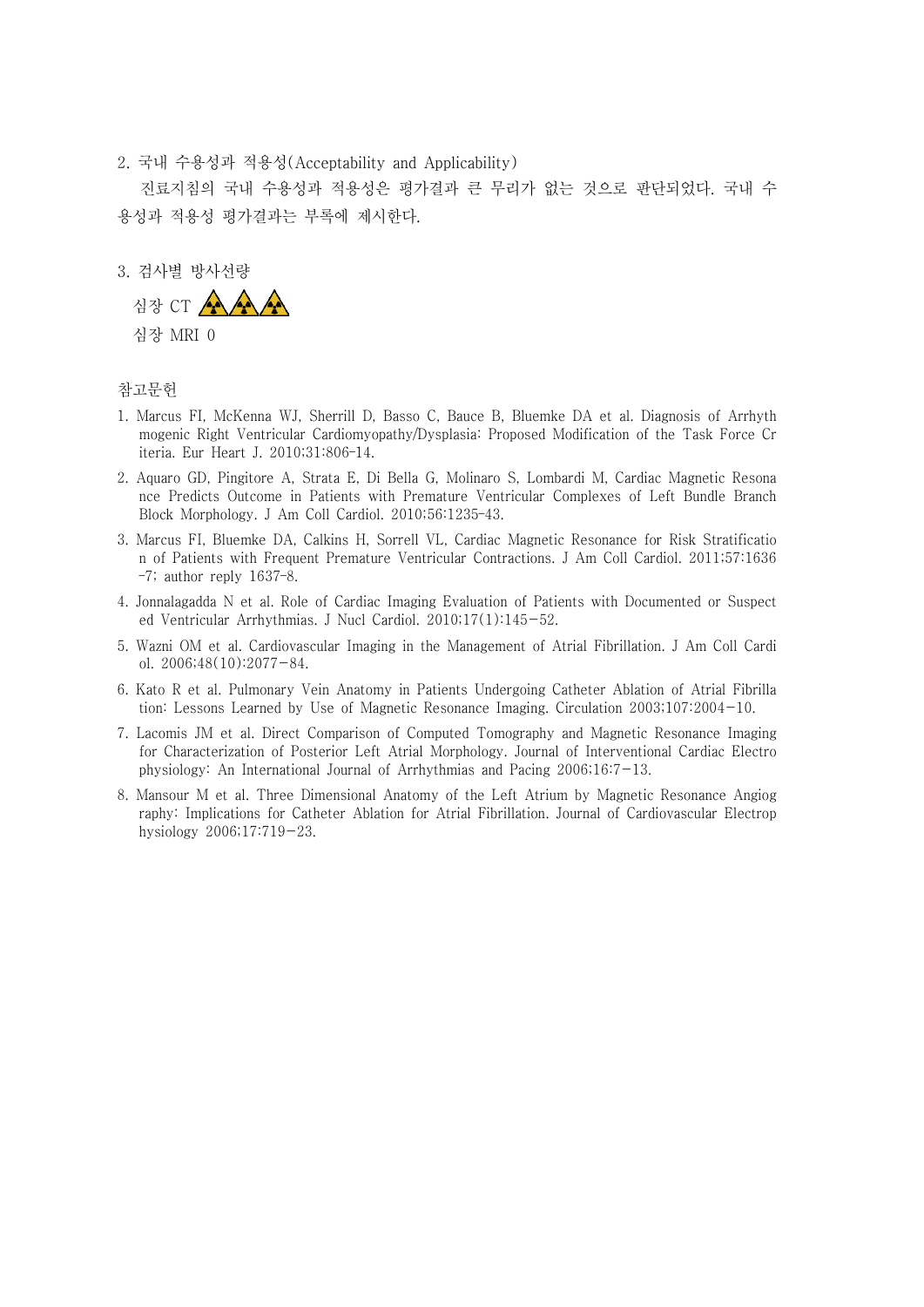2. 국내 수용성과 적용성(Acceptability and Applicability)

진료지침의 국내 수용성과 적용성은 평가결과 큰 무리가 없는 것으로 판단되었다. 국내 수용성과 적용성 평가결과는 부록에 제시한다.

3. 검사별 방사선량

심장 CT ☢☢☢

심장 MRI 0

참고문헌

1. Marcus FI, McKenna WJ, Sherrill D, Basso C, Bauce B, Bluemke DA et al. Diagnosis of Arrhythmogenic Right Ventricular Cardiomyopathy/Dysplasia: Proposed Modification of the Task Force Criteria. Eur Heart J. 2010;31:806-14.
2. Aquaro GD, Pingitore A, Strata E, Di Bella G, Molinaro S, Lombardi M, Cardiac Magnetic Resonance Predicts Outcome in Patients with Premature Ventricular Complexes of Left Bundle Branch Block Morphology. J Am Coll Cardiol. 2010;56:1235-43.
3. Marcus FI, Bluemke DA, Calkins H, Sorrell VL, Cardiac Magnetic Resonance for Risk Stratification of Patients with Frequent Premature Ventricular Contractions. J Am Coll Cardiol. 2011;57:1636-7; author reply 1637-8.
4. Jonnalagadda N et al. Role of Cardiac Imaging Evaluation of Patients with Documented or Suspected Ventricular Arrhythmias. J Nucl Cardiol. 2010;17(1):145−52.
5. Wazni OM et al. Cardiovascular Imaging in the Management of Atrial Fibrillation. J Am Coll Cardiol. 2006;48(10):2077−84.
6. Kato R et al. Pulmonary Vein Anatomy in Patients Undergoing Catheter Ablation of Atrial Fibrillation: Lessons Learned by Use of Magnetic Resonance Imaging. Circulation 2003;107:2004−10.
7. Lacomis JM et al. Direct Comparison of Computed Tomography and Magnetic Resonance Imaging for Characterization of Posterior Left Atrial Morphology. Journal of Interventional Cardiac Electrophysiology: An International Journal of Arrhythmias and Pacing 2006;16:7−13.
8. Mansour M et al. Three Dimensional Anatomy of the Left Atrium by Magnetic Resonance Angiography: Implications for Catheter Ablation for Atrial Fibrillation. Journal of Cardiovascular Electrophysiology 2006;17:719−23.